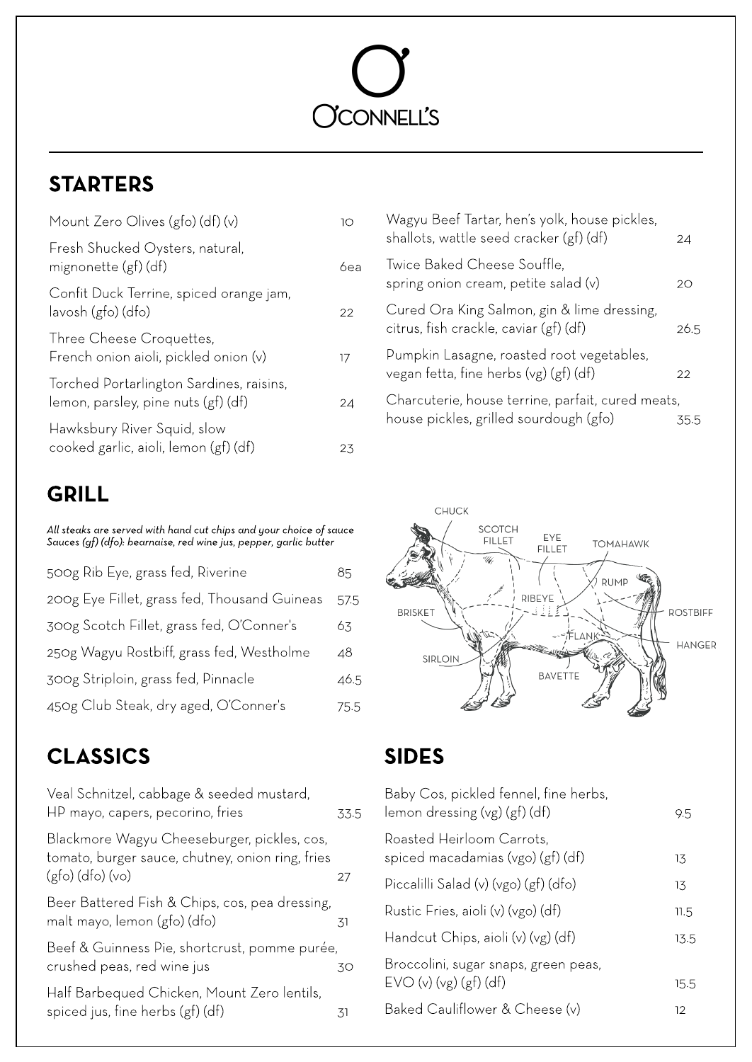# O'CONNELL'S

## STARTERS

| Item | Price |
|---|---|
| Mount Zero Olives (gfo) (df) (v) | 10 |
| Fresh Shucked Oysters, natural, mignonette (gf) (df) | 6ea |
| Confit Duck Terrine, spiced orange jam, lavosh (gfo) (dfo) | 22 |
| Three Cheese Croquettes, French onion aioli, pickled onion (v) | 17 |
| Torched Portarlington Sardines, raisins, lemon, parsley, pine nuts (gf) (df) | 24 |
| Hawksbury River Squid, slow cooked garlic, aioli, lemon (gf) (df) | 23 |
| Wagyu Beef Tartar, hen's yolk, house pickles, shallots, wattle seed cracker (gf) (df) | 24 |
| Twice Baked Cheese Souffle, spring onion cream, petite salad (v) | 20 |
| Cured Ora King Salmon, gin & lime dressing, citrus, fish crackle, caviar (gf) (df) | 26.5 |
| Pumpkin Lasagne, roasted root vegetables, vegan fetta, fine herbs (vg) (gf) (df) | 22 |
| Charcuterie, house terrine, parfait, cured meats, house pickles, grilled sourdough (gfo) | 35.5 |

## GRILL

*All steaks are served with hand cut chips and your choice of sauce*
*Sauces (gf) (dfo): bearnaise, red wine jus, pepper, garlic butter*

| Item | Price |
|---|---|
| 500g Rib Eye, grass fed, Riverine | 85 |
| 200g Eye Fillet, grass fed, Thousand Guineas | 57.5 |
| 300g Scotch Fillet, grass fed, O'Conner's | 63 |
| 250g Wagyu Rostbiff, grass fed, Westholme | 48 |
| 300g Striploin, grass fed, Pinnacle | 46.5 |
| 450g Club Steak, dry aged, O'Conner's | 75.5 |

## CLASSICS

| Item | Price |
|---|---|
| Veal Schnitzel, cabbage & seeded mustard, HP mayo, capers, pecorino, fries | 33.5 |
| Blackmore Wagyu Cheeseburger, pickles, cos, tomato, burger sauce, chutney, onion ring, fries (gfo) (dfo) (vo) | 27 |
| Beer Battered Fish & Chips, cos, pea dressing, malt mayo, lemon (gfo) (dfo) | 31 |
| Beef & Guinness Pie, shortcrust, pomme purée, crushed peas, red wine jus | 30 |
| Half Barbequed Chicken, Mount Zero lentils, spiced jus, fine herbs (gf) (df) | 31 |

## SIDES

| Item | Price |
|---|---|
| Baby Cos, pickled fennel, fine herbs, lemon dressing (vg) (gf) (df) | 9.5 |
| Roasted Heirloom Carrots, spiced macadamias (vgo) (gf) (df) | 13 |
| Piccalilli Salad (v) (vgo) (gf) (dfo) | 13 |
| Rustic Fries, aioli (v) (vgo) (df) | 11.5 |
| Handcut Chips, aioli (v) (vg) (df) | 13.5 |
| Broccolini, sugar snaps, green peas, EVO (v) (vg) (gf) (df) | 15.5 |
| Baked Cauliflower & Cheese (v) | 12 |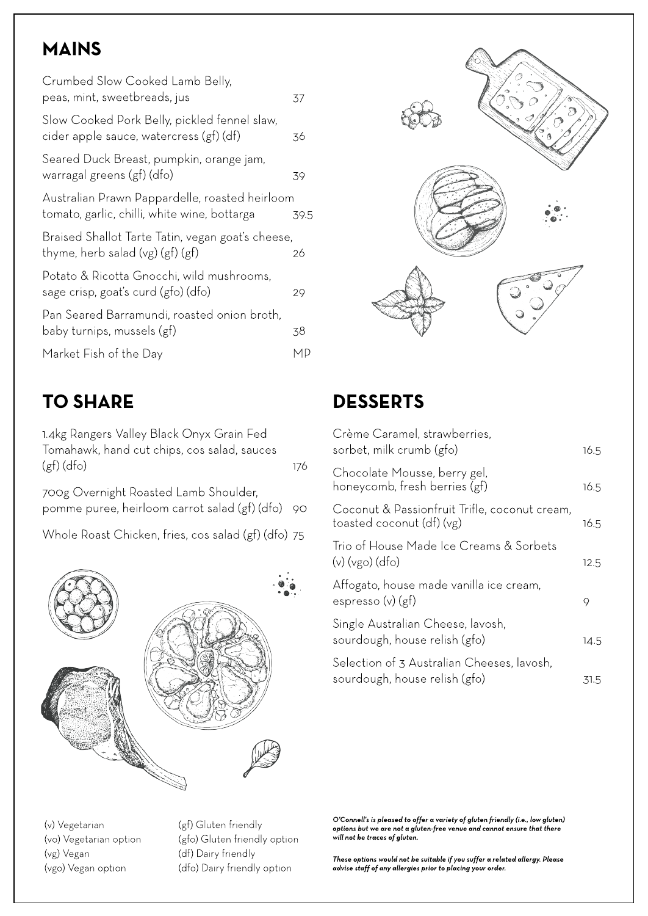## MAINS

| | |
|---|---|
| Crumbed Slow Cooked Lamb Belly, peas, mint, sweetbreads, jus | 37 |
| Slow Cooked Pork Belly, pickled fennel slaw, cider apple sauce, watercress (gf) (df) | 36 |
| Seared Duck Breast, pumpkin, orange jam, warragal greens (gf) (dfo) | 39 |
| Australian Prawn Pappardelle, roasted heirloom tomato, garlic, chilli, white wine, bottarga | 39.5 |
| Braised Shallot Tarte Tatin, vegan goat's cheese, thyme, herb salad (vg) (gf) (gf) | 26 |
| Potato & Ricotta Gnocchi, wild mushrooms, sage crisp, goat's curd (gfo) (dfo) | 29 |
| Pan Seared Barramundi, roasted onion broth, baby turnips, mussels (gf) | 38 |
| Market Fish of the Day | MP |

## TO SHARE

| | |
|---|---|
| 1.4kg Rangers Valley Black Onyx Grain Fed Tomahawk, hand cut chips, cos salad, sauces (gf) (dfo) | 176 |
| 700g Overnight Roasted Lamb Shoulder, pomme puree, heirloom carrot salad (gf) (dfo) | 90 |
| Whole Roast Chicken, fries, cos salad (gf) (dfo) | 75 |

## DESSERTS

| | |
|---|---|
| Crème Caramel, strawberries, sorbet, milk crumb (gfo) | 16.5 |
| Chocolate Mousse, berry gel, honeycomb, fresh berries (gf) | 16.5 |
| Coconut & Passionfruit Trifle, coconut cream, toasted coconut (df) (vg) | 16.5 |
| Trio of House Made Ice Creams & Sorbets (v) (vgo) (dfo) | 12.5 |
| Affogato, house made vanilla ice cream, espresso (v) (gf) | 9 |
| Single Australian Cheese, lavosh, sourdough, house relish (gfo) | 14.5 |
| Selection of 3 Australian Cheeses, lavosh, sourdough, house relish (gfo) | 31.5 |

(v) Vegetarian
(vo) Vegetarian option
(vg) Vegan
(vgo) Vegan option

(gf) Gluten friendly
(gfo) Gluten friendly option
(df) Dairy friendly
(dfo) Dairy friendly option

*O'Connell's is pleased to offer a variety of gluten friendly (i.e., low gluten) options but we are not a gluten-free venue and cannot ensure that there will not be traces of gluten.*

*These options would not be suitable if you suffer a related allergy. Please advise staff of any allergies prior to placing your order.*